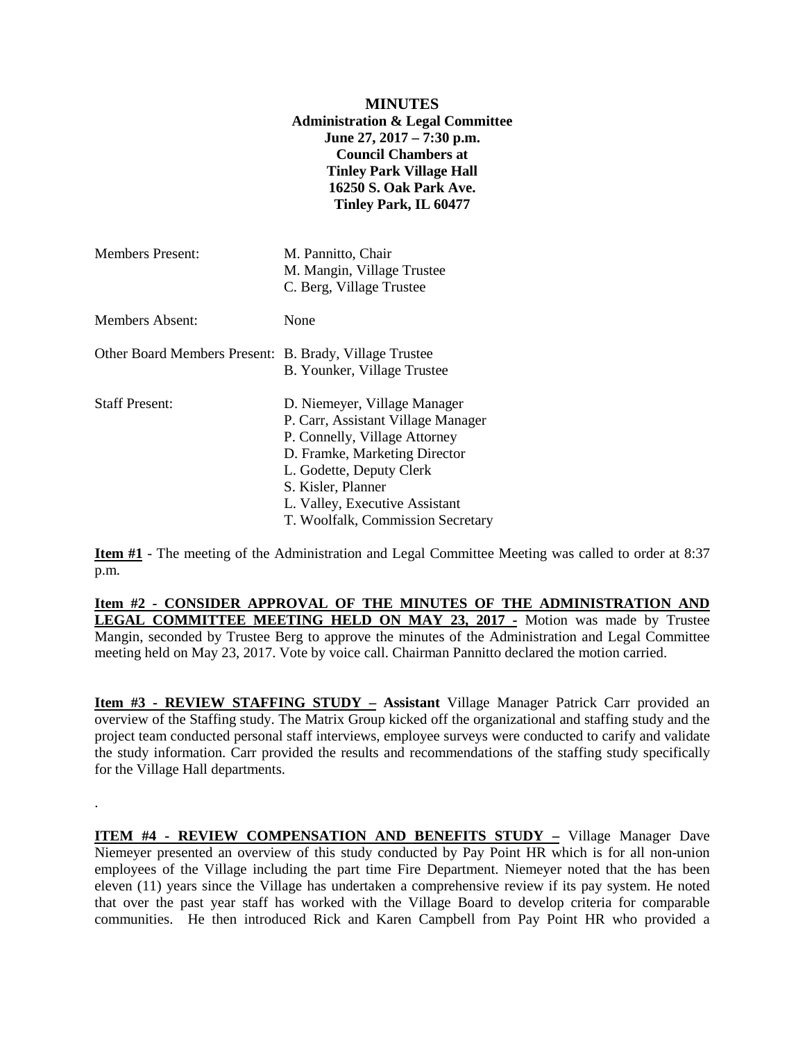**MINUTES**
**Administration & Legal Committee**
**June 27, 2017 – 7:30 p.m.**
**Council Chambers at**
**Tinley Park Village Hall**
**16250 S. Oak Park Ave.**
**Tinley Park, IL 60477**

| | |
|---|---|
| Members Present: | M. Pannitto, Chair<br>M. Mangin, Village Trustee<br>C. Berg, Village Trustee |
| Members Absent: | None |
| Other Board Members Present: | B. Brady, Village Trustee<br>B. Younker, Village Trustee |
| Staff Present: | D. Niemeyer, Village Manager<br>P. Carr, Assistant Village Manager<br>P. Connelly, Village Attorney<br>D. Framke, Marketing Director<br>L. Godette, Deputy Clerk<br>S. Kisler, Planner<br>L. Valley, Executive Assistant<br>T. Woolfalk, Commission Secretary |

**Item #1** - The meeting of the Administration and Legal Committee Meeting was called to order at 8:37 p.m.

**Item #2 - CONSIDER APPROVAL OF THE MINUTES OF THE ADMINISTRATION AND LEGAL COMMITTEE MEETING HELD ON MAY 23, 2017 -** Motion was made by Trustee Mangin, seconded by Trustee Berg to approve the minutes of the Administration and Legal Committee meeting held on May 23, 2017. Vote by voice call. Chairman Pannitto declared the motion carried.

**Item #3 - REVIEW STAFFING STUDY – Assistant** Village Manager Patrick Carr provided an overview of the Staffing study. The Matrix Group kicked off the organizational and staffing study and the project team conducted personal staff interviews, employee surveys were conducted to carify and validate the study information. Carr provided the results and recommendations of the staffing study specifically for the Village Hall departments.

.

**ITEM #4 - REVIEW COMPENSATION AND BENEFITS STUDY –** Village Manager Dave Niemeyer presented an overview of this study conducted by Pay Point HR which is for all non-union employees of the Village including the part time Fire Department. Niemeyer noted that the has been eleven (11) years since the Village has undertaken a comprehensive review if its pay system. He noted that over the past year staff has worked with the Village Board to develop criteria for comparable communities. He then introduced Rick and Karen Campbell from Pay Point HR who provided a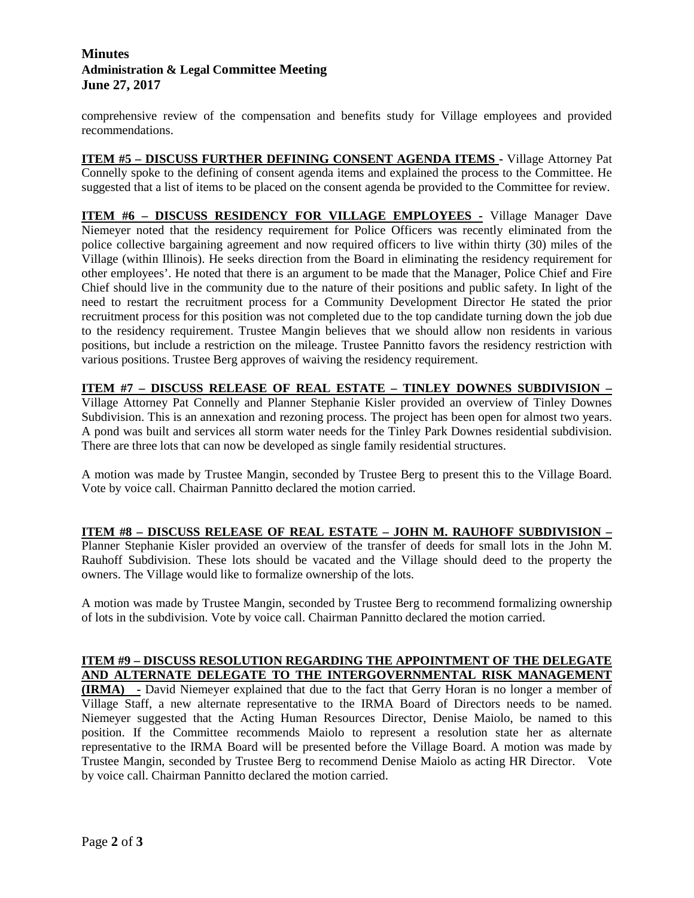comprehensive review of the compensation and benefits study for Village employees and provided recommendations.

**ITEM #5 – DISCUSS FURTHER DEFINING CONSENT AGENDA ITEMS -** Village Attorney Pat Connelly spoke to the defining of consent agenda items and explained the process to the Committee. He suggested that a list of items to be placed on the consent agenda be provided to the Committee for review.

**ITEM #6 – DISCUSS RESIDENCY FOR VILLAGE EMPLOYEES -** Village Manager Dave Niemeyer noted that the residency requirement for Police Officers was recently eliminated from the police collective bargaining agreement and now required officers to live within thirty (30) miles of the Village (within Illinois). He seeks direction from the Board in eliminating the residency requirement for other employees'. He noted that there is an argument to be made that the Manager, Police Chief and Fire Chief should live in the community due to the nature of their positions and public safety. In light of the need to restart the recruitment process for a Community Development Director He stated the prior recruitment process for this position was not completed due to the top candidate turning down the job due to the residency requirement. Trustee Mangin believes that we should allow non residents in various positions, but include a restriction on the mileage. Trustee Pannitto favors the residency restriction with various positions. Trustee Berg approves of waiving the residency requirement.

**ITEM #7 – DISCUSS RELEASE OF REAL ESTATE – TINLEY DOWNES SUBDIVISION –** Village Attorney Pat Connelly and Planner Stephanie Kisler provided an overview of Tinley Downes Subdivision. This is an annexation and rezoning process. The project has been open for almost two years. A pond was built and services all storm water needs for the Tinley Park Downes residential subdivision. There are three lots that can now be developed as single family residential structures.

A motion was made by Trustee Mangin, seconded by Trustee Berg to present this to the Village Board. Vote by voice call. Chairman Pannitto declared the motion carried.

**ITEM #8 – DISCUSS RELEASE OF REAL ESTATE – JOHN M. RAUHOFF SUBDIVISION –** Planner Stephanie Kisler provided an overview of the transfer of deeds for small lots in the John M. Rauhoff Subdivision. These lots should be vacated and the Village should deed to the property the owners. The Village would like to formalize ownership of the lots.

A motion was made by Trustee Mangin, seconded by Trustee Berg to recommend formalizing ownership of lots in the subdivision. Vote by voice call. Chairman Pannitto declared the motion carried.

**ITEM #9 – DISCUSS RESOLUTION REGARDING THE APPOINTMENT OF THE DELEGATE AND ALTERNATE DELEGATE TO THE INTERGOVERNMENTAL RISK MANAGEMENT (IRMA) -** David Niemeyer explained that due to the fact that Gerry Horan is no longer a member of Village Staff, a new alternate representative to the IRMA Board of Directors needs to be named. Niemeyer suggested that the Acting Human Resources Director, Denise Maiolo, be named to this position. If the Committee recommends Maiolo to represent a resolution state her as alternate representative to the IRMA Board will be presented before the Village Board. A motion was made by Trustee Mangin, seconded by Trustee Berg to recommend Denise Maiolo as acting HR Director. Vote by voice call. Chairman Pannitto declared the motion carried.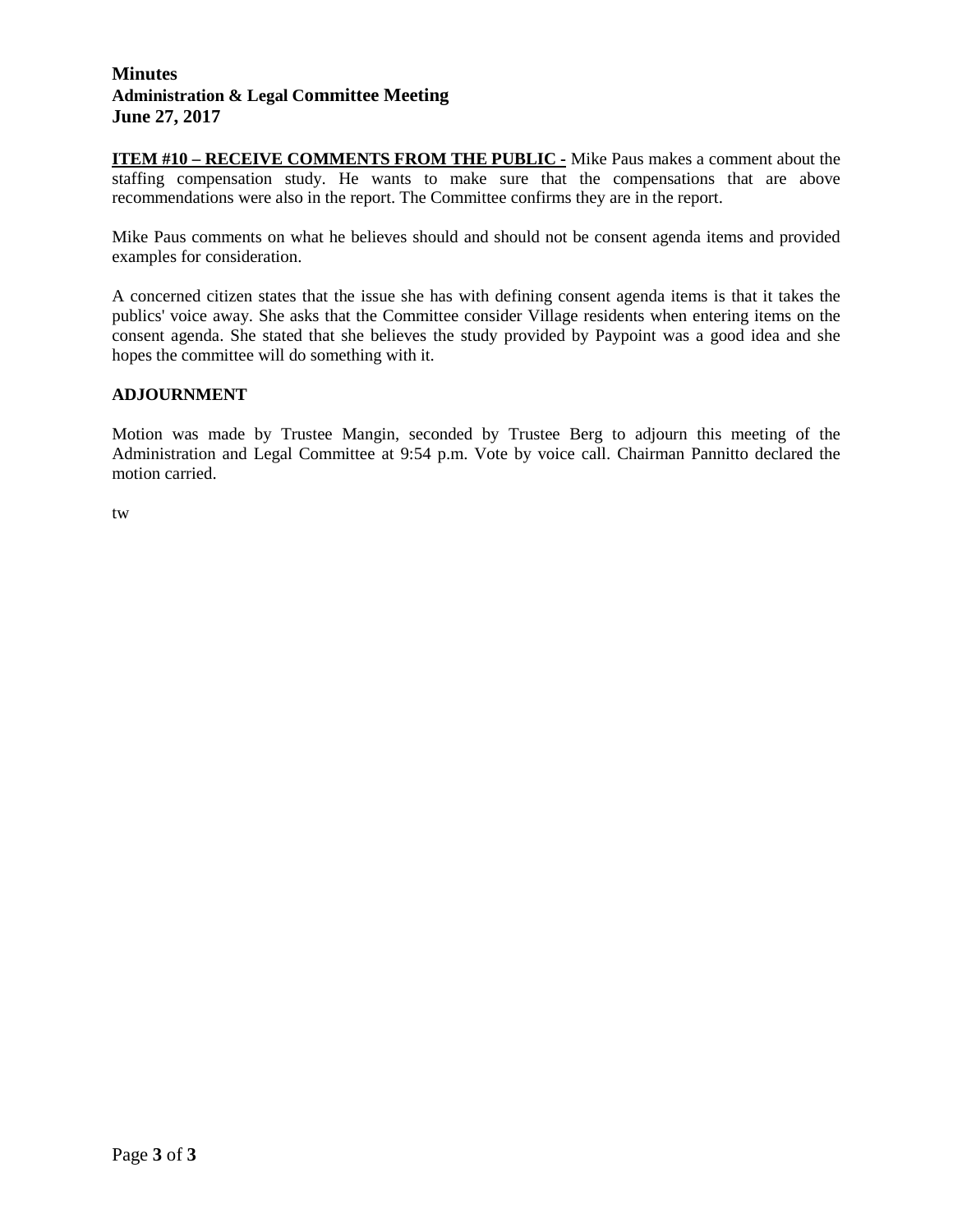**ITEM #10 – RECEIVE COMMENTS FROM THE PUBLIC -** Mike Paus makes a comment about the staffing compensation study. He wants to make sure that the compensations that are above recommendations were also in the report. The Committee confirms they are in the report.

Mike Paus comments on what he believes should and should not be consent agenda items and provided examples for consideration.

A concerned citizen states that the issue she has with defining consent agenda items is that it takes the publics' voice away. She asks that the Committee consider Village residents when entering items on the consent agenda. She stated that she believes the study provided by Paypoint was a good idea and she hopes the committee will do something with it.

**ADJOURNMENT**

Motion was made by Trustee Mangin, seconded by Trustee Berg to adjourn this meeting of the Administration and Legal Committee at 9:54 p.m. Vote by voice call. Chairman Pannitto declared the motion carried.

tw